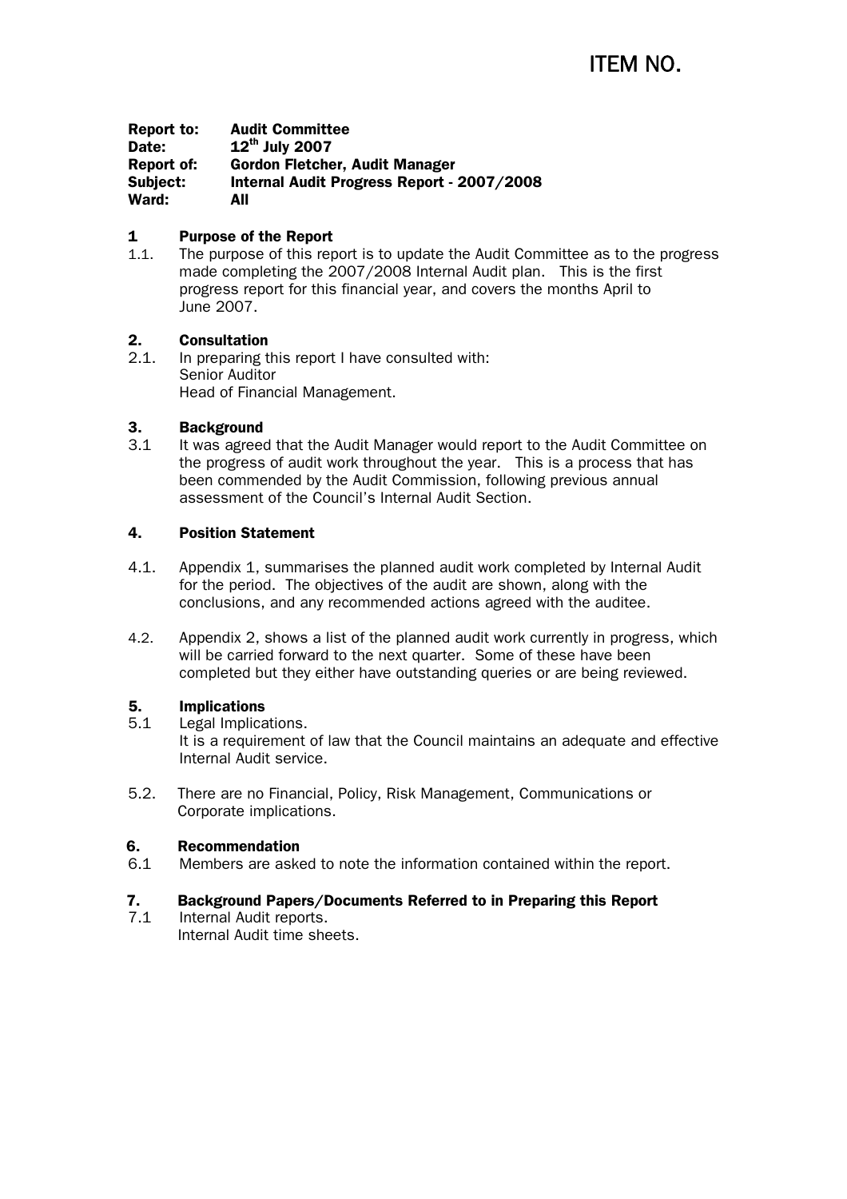# ITEM NO.

**Report to:** **Audit Committee**
**Date:** **12th July 2007**
**Report of:** **Gordon Fletcher, Audit Manager**
**Subject:** **Internal Audit Progress Report - 2007/2008**
**Ward:** **All**

## 1 Purpose of the Report

1.1. The purpose of this report is to update the Audit Committee as to the progress made completing the 2007/2008 Internal Audit plan. This is the first progress report for this financial year, and covers the months April to June 2007.

## 2. Consultation

2.1. In preparing this report I have consulted with:
Senior Auditor
Head of Financial Management.

## 3. Background

3.1 It was agreed that the Audit Manager would report to the Audit Committee on the progress of audit work throughout the year. This is a process that has been commended by the Audit Commission, following previous annual assessment of the Council's Internal Audit Section.

## 4. Position Statement

4.1. Appendix 1, summarises the planned audit work completed by Internal Audit for the period. The objectives of the audit are shown, along with the conclusions, and any recommended actions agreed with the auditee.

4.2. Appendix 2, shows a list of the planned audit work currently in progress, which will be carried forward to the next quarter. Some of these have been completed but they either have outstanding queries or are being reviewed.

## 5. Implications

5.1 Legal Implications.
It is a requirement of law that the Council maintains an adequate and effective Internal Audit service.

5.2. There are no Financial, Policy, Risk Management, Communications or Corporate implications.

## 6. Recommendation

6.1 Members are asked to note the information contained within the report.

## 7. Background Papers/Documents Referred to in Preparing this Report

7.1 Internal Audit reports.
Internal Audit time sheets.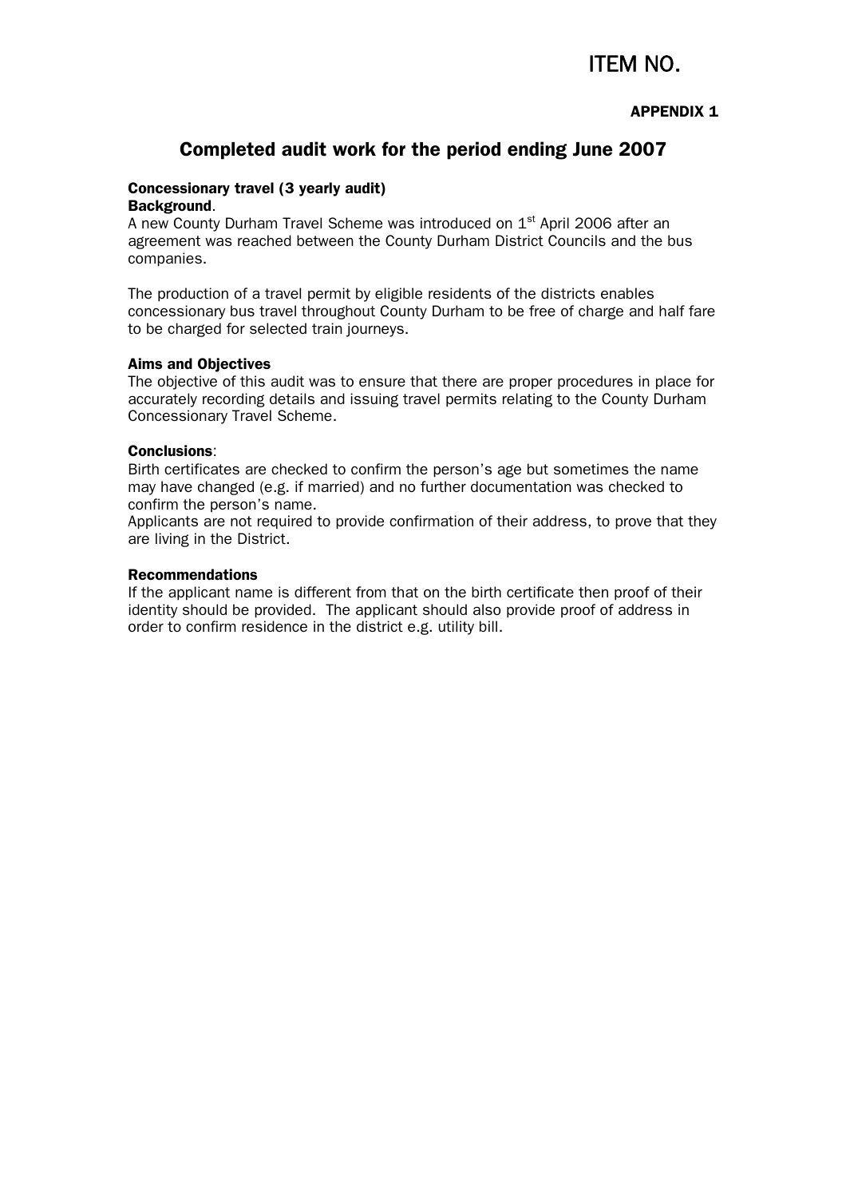ITEM NO.

**APPENDIX 1**

## Completed audit work for the period ending June 2007

**Concessionary travel (3 yearly audit)**
**Background**.
A new County Durham Travel Scheme was introduced on 1st April 2006 after an agreement was reached between the County Durham District Councils and the bus companies.

The production of a travel permit by eligible residents of the districts enables concessionary bus travel throughout County Durham to be free of charge and half fare to be charged for selected train journeys.

**Aims and Objectives**
The objective of this audit was to ensure that there are proper procedures in place for accurately recording details and issuing travel permits relating to the County Durham Concessionary Travel Scheme.

**Conclusions**:
Birth certificates are checked to confirm the person's age but sometimes the name may have changed (e.g. if married) and no further documentation was checked to confirm the person's name.
Applicants are not required to provide confirmation of their address, to prove that they are living in the District.

**Recommendations**
If the applicant name is different from that on the birth certificate then proof of their identity should be provided. The applicant should also provide proof of address in order to confirm residence in the district e.g. utility bill.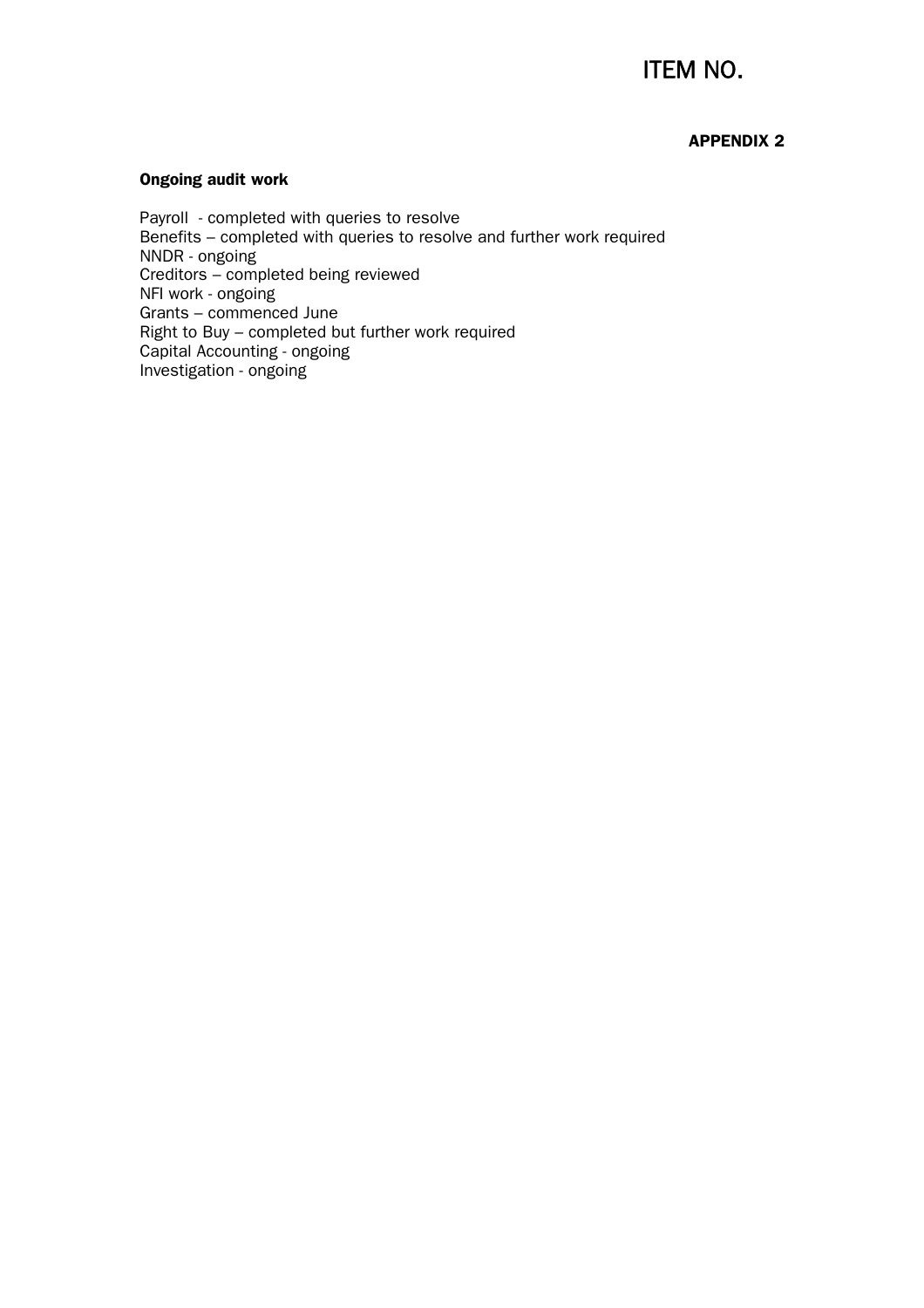ITEM NO.

**APPENDIX 2**

**Ongoing audit work**

Payroll - completed with queries to resolve
Benefits – completed with queries to resolve and further work required
NNDR - ongoing
Creditors – completed being reviewed
NFI work - ongoing
Grants – commenced June
Right to Buy – completed but further work required
Capital Accounting - ongoing
Investigation - ongoing